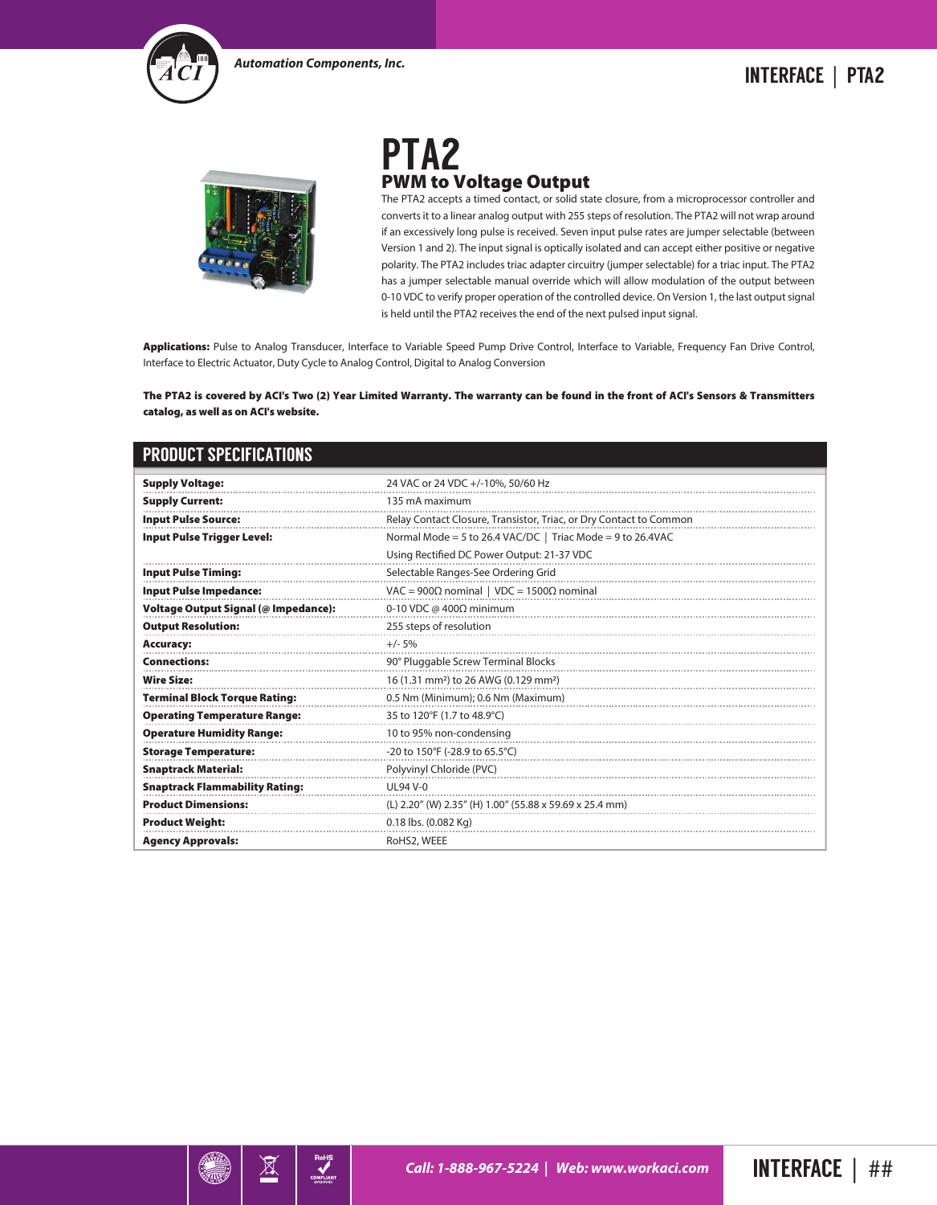# PTA2

## PWM to Voltage Output

The PTA2 accepts a timed contact, or solid state closure, from a microprocessor controller and converts it to a linear analog output with 255 steps of resolution. The PTA2 will not wrap around if an excessively long pulse is received. Seven input pulse rates are jumper selectable (between Version 1 and 2). The input signal is optically isolated and can accept either positive or negative polarity. The PTA2 includes triac adapter circuitry (jumper selectable) for a triac input. The PTA2 has a jumper selectable manual override which will allow modulation of the output between 0-10 VDC to verify proper operation of the controlled device. On Version 1, the last output signal is held until the PTA2 receives the end of the next pulsed input signal.

**Applications:** Pulse to Analog Transducer, Interface to Variable Speed Pump Drive Control, Interface to Variable, Frequency Fan Drive Control, Interface to Electric Actuator, Duty Cycle to Analog Control, Digital to Analog Conversion

**The PTA2 is covered by ACI's Two (2) Year Limited Warranty. The warranty can be found in the front of ACI's Sensors & Transmitters catalog, as well as on ACI's website.**

## PRODUCT SPECIFICATIONS

| | |
|---|---|
| **Supply Voltage:** | 24 VAC or 24 VDC +/-10%, 50/60 Hz |
| **Supply Current:** | 135 mA maximum |
| **Input Pulse Source:** | Relay Contact Closure, Transistor, Triac, or Dry Contact to Common |
| **Input Pulse Trigger Level:** | Normal Mode = 5 to 26.4 VAC/DC \| Triac Mode = 9 to 26.4VAC<br>Using Rectified DC Power Output: 21-37 VDC |
| **Input Pulse Timing:** | Selectable Ranges-See Ordering Grid |
| **Input Pulse Impedance:** | VAC = 900Ω nominal \| VDC = 1500Ω nominal |
| **Voltage Output Signal (@ Impedance):** | 0-10 VDC @ 400Ω minimum |
| **Output Resolution:** | 255 steps of resolution |
| **Accuracy:** | +/- 5% |
| **Connections:** | 90° Pluggable Screw Terminal Blocks |
| **Wire Size:** | 16 (1.31 mm²) to 26 AWG (0.129 mm²) |
| **Terminal Block Torque Rating:** | 0.5 Nm (Minimum); 0.6 Nm (Maximum) |
| **Operating Temperature Range:** | 35 to 120°F (1.7 to 48.9°C) |
| **Operature Humidity Range:** | 10 to 95% non-condensing |
| **Storage Temperature:** | -20 to 150°F (-28.9 to 65.5°C) |
| **Snaptrack Material:** | Polyvinyl Chloride (PVC) |
| **Snaptrack Flammability Rating:** | UL94 V-0 |
| **Product Dimensions:** | (L) 2.20" (W) 2.35" (H) 1.00" (55.88 x 59.69 x 25.4 mm) |
| **Product Weight:** | 0.18 lbs. (0.082 Kg) |
| **Agency Approvals:** | RoHS2, WEEE |

*Call: 1-888-967-5224 | Web: www.workaci.com*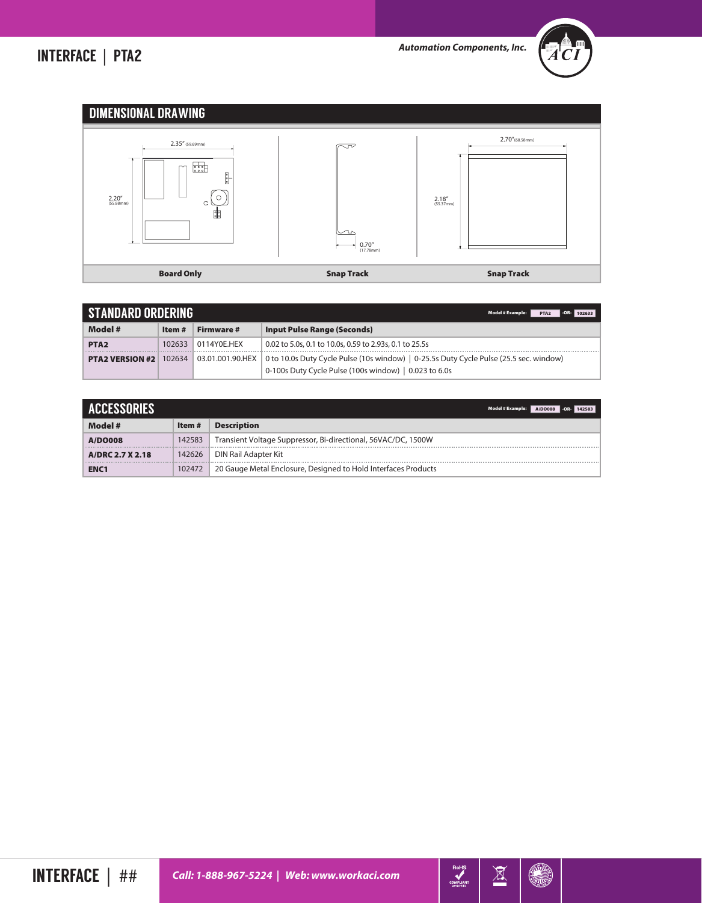## DIMENSIONAL DRAWING

2.35" (59.69mm)

2.20" (55.88mm)

0.70" (17.78mm)

2.70" (68.58mm)

2.18" (55.37mm)

**Board Only** | **Snap Track** | **Snap Track**

## STANDARD ORDERING

Model # Example: PTA2 -OR- 102633

| Model # | Item # | Firmware # | Input Pulse Range (Seconds) |
|---|---|---|---|
| **PTA2** | 102633 | 0114Y0E.HEX | 0.02 to 5.0s, 0.1 to 10.0s, 0.59 to 2.93s, 0.1 to 25.5s |
| **PTA2 VERSION #2** | 102634 | 03.01.001.90.HEX | 0 to 10.0s Duty Cycle Pulse (10s window) \| 0-25.5s Duty Cycle Pulse (25.5 sec. window) 0-100s Duty Cycle Pulse (100s window) \| 0.023 to 6.0s |

## ACCESSORIES

Model # Example: A/DO008 -OR- 142583

| Model # | Item # | Description |
|---|---|---|
| **A/DO008** | 142583 | Transient Voltage Suppressor, Bi-directional, 56VAC/DC, 1500W |
| **A/DRC 2.7 X 2.18** | 142626 | DIN Rail Adapter Kit |
| **ENC1** | 102472 | 20 Gauge Metal Enclosure, Designed to Hold Interfaces Products |